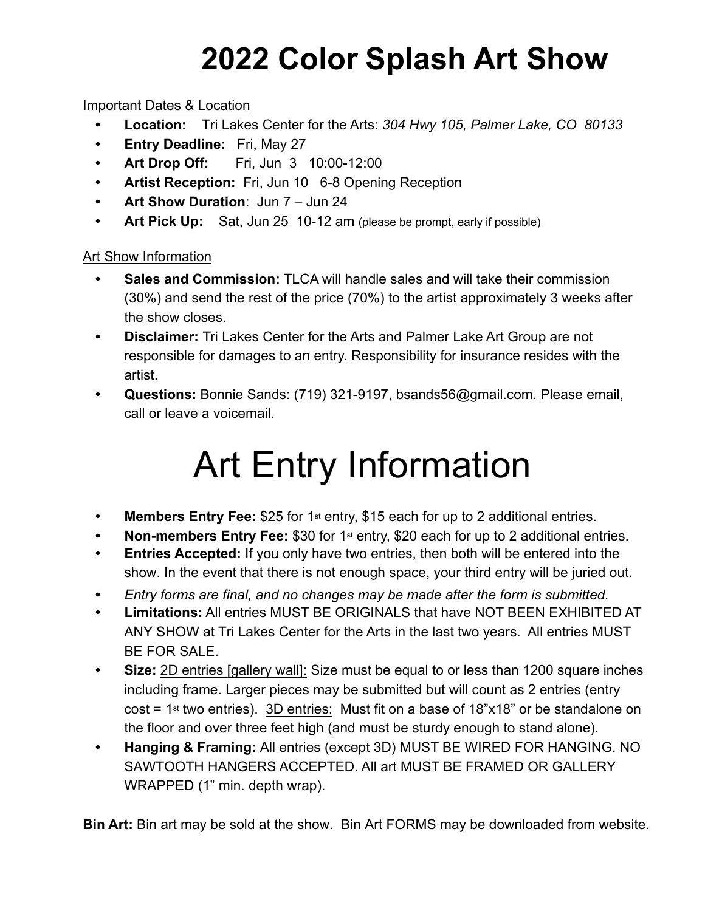# 2022 Color Splash Art Show

Important Dates & Location

- **Location:** Tri Lakes Center for the Arts: *304 Hwy 105, Palmer Lake, CO 80133*
- **Entry Deadline:** Fri, May 27
- **Art Drop Off:** Fri, Jun 3 10:00-12:00
- **Artist Reception:** Fri, Jun 10 6-8 Opening Reception
- **Art Show Duration**: Jun 7 – Jun 24
- **Art Pick Up:** Sat, Jun 25 10-12 am (please be prompt, early if possible)

Art Show Information

- **Sales and Commission:** TLCA will handle sales and will take their commission (30%) and send the rest of the price (70%) to the artist approximately 3 weeks after the show closes.
- **Disclaimer:** Tri Lakes Center for the Arts and Palmer Lake Art Group are not responsible for damages to an entry. Responsibility for insurance resides with the artist.
- **Questions:** Bonnie Sands: (719) 321-9197, bsands56@gmail.com. Please email, call or leave a voicemail.

# Art Entry Information

- **Members Entry Fee:** $25 for 1st entry, $15 each for up to 2 additional entries.
- **Non-members Entry Fee:** $30 for 1st entry, $20 each for up to 2 additional entries.
- **Entries Accepted:** If you only have two entries, then both will be entered into the show. In the event that there is not enough space, your third entry will be juried out.
- *Entry forms are final, and no changes may be made after the form is submitted.*
- **Limitations:** All entries MUST BE ORIGINALS that have NOT BEEN EXHIBITED AT ANY SHOW at Tri Lakes Center for the Arts in the last two years. All entries MUST BE FOR SALE.
- **Size:** 2D entries [gallery wall]: Size must be equal to or less than 1200 square inches including frame. Larger pieces may be submitted but will count as 2 entries (entry cost = 1st two entries). 3D entries: Must fit on a base of 18"x18" or be standalone on the floor and over three feet high (and must be sturdy enough to stand alone).
- **Hanging & Framing:** All entries (except 3D) MUST BE WIRED FOR HANGING. NO SAWTOOTH HANGERS ACCEPTED. All art MUST BE FRAMED OR GALLERY WRAPPED (1" min. depth wrap).

**Bin Art:** Bin art may be sold at the show. Bin Art FORMS may be downloaded from website.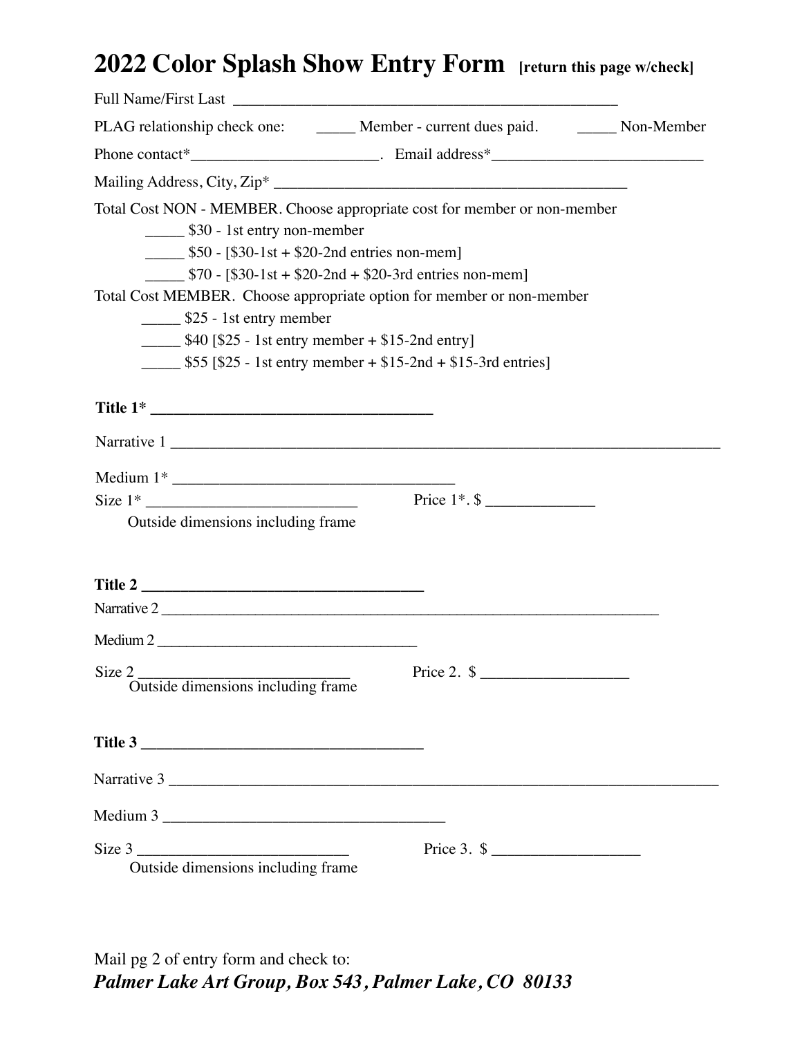# 2022 Color Splash Show Entry Form **[return this page w/check]**

Full Name/First Last ______________________________________________

PLAG relationship check one: _____ Member - current dues paid. _____ Non-Member

Phone contact*________________________. Email address*___________________________

Mailing Address, City, Zip* ______________________________________________

Total Cost NON - MEMBER. Choose appropriate cost for member or non-member

- _____ $30 - 1st entry non-member
- _____ $50 - [$30-1st + $20-2nd entries non-mem]
- _____ $70 - [$30-1st + $20-2nd + $20-3rd entries non-mem]

Total Cost MEMBER. Choose appropriate option for member or non-member

- _____ $25 - 1st entry member
- _____ $40 [$25 - 1st entry member + $15-2nd entry]
- _____ $55 [$25 - 1st entry member + $15-2nd + $15-3rd entries]

**Title 1* ___________________________________**

Narrative 1 ______________________________________________________________________

Medium 1* ___________________________________

Size 1* ___________________________ Price 1*. $ _____________

Outside dimensions including frame

**Title 2 ___________________________________**

Narrative 2 ______________________________________________________________________

Medium 2 ___________________________________

Size 2 ___________________________ Price 2. $ __________________

Outside dimensions including frame

**Title 3 ___________________________________**

Narrative 3 ______________________________________________________________________

Medium 3 ___________________________________

Size 3 ___________________________ Price 3. $ __________________

Outside dimensions including frame

Mail pg 2 of entry form and check to:

***Palmer Lake Art Group, Box 543, Palmer Lake, CO 80133***